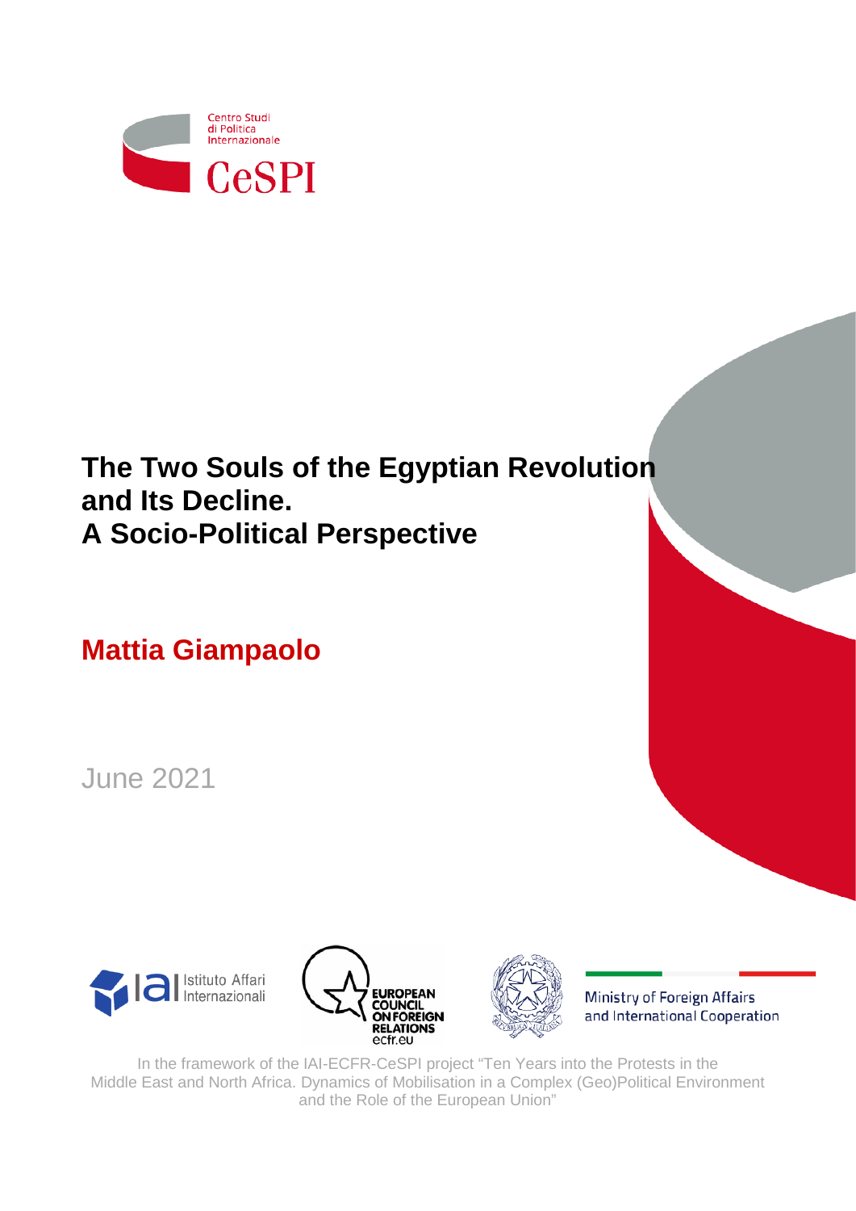Centro Studi di Politica Internazionale

CeSPI

# The Two Souls of the Egyptian Revolution and Its Decline. A Socio-Political Perspective

## Mattia Giampaolo

June 2021

Istituto Affari Internazionali

European Council on Foreign Relations ecfr.eu

Ministry of Foreign Affairs and International Cooperation

In the framework of the IAI-ECFR-CeSPI project "Ten Years into the Protests in the Middle East and North Africa. Dynamics of Mobilisation in a Complex (Geo)Political Environment and the Role of the European Union"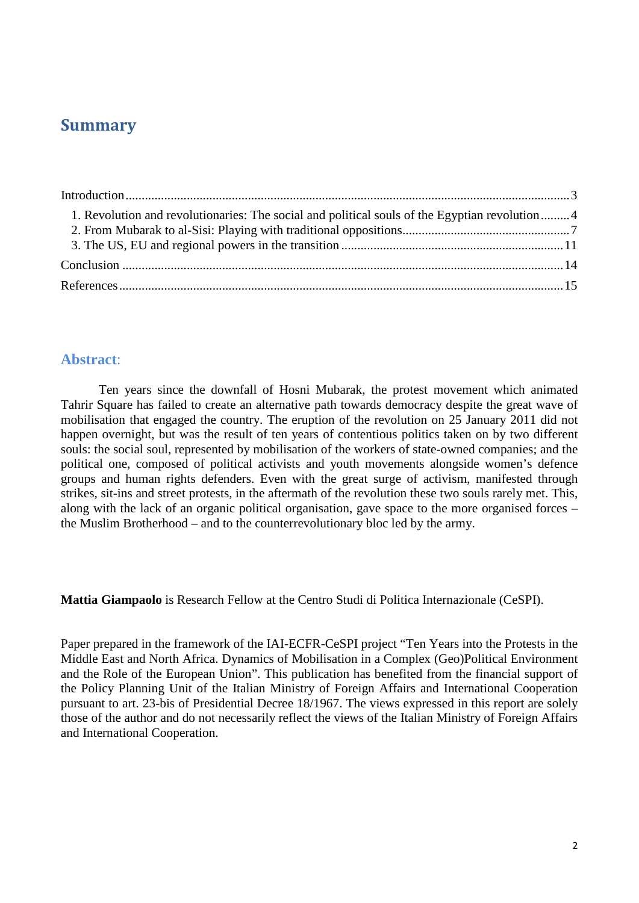## Summary

Introduction ........................................................................................................................................3
1. Revolution and revolutionaries: The social and political souls of the Egyptian revolution .........4
2. From Mubarak to al-Sisi: Playing with traditional oppositions...................................................7
3. The US, EU and regional powers in the transition ....................................................................11
Conclusion ........................................................................................................................................14
References .........................................................................................................................................15

## Abstract:

Ten years since the downfall of Hosni Mubarak, the protest movement which animated Tahrir Square has failed to create an alternative path towards democracy despite the great wave of mobilisation that engaged the country. The eruption of the revolution on 25 January 2011 did not happen overnight, but was the result of ten years of contentious politics taken on by two different souls: the social soul, represented by mobilisation of the workers of state-owned companies; and the political one, composed of political activists and youth movements alongside women's defence groups and human rights defenders. Even with the great surge of activism, manifested through strikes, sit-ins and street protests, in the aftermath of the revolution these two souls rarely met. This, along with the lack of an organic political organisation, gave space to the more organised forces – the Muslim Brotherhood – and to the counterrevolutionary bloc led by the army.

**Mattia Giampaolo** is Research Fellow at the Centro Studi di Politica Internazionale (CeSPI).

Paper prepared in the framework of the IAI-ECFR-CeSPI project "Ten Years into the Protests in the Middle East and North Africa. Dynamics of Mobilisation in a Complex (Geo)Political Environment and the Role of the European Union". This publication has benefited from the financial support of the Policy Planning Unit of the Italian Ministry of Foreign Affairs and International Cooperation pursuant to art. 23-bis of Presidential Decree 18/1967. The views expressed in this report are solely those of the author and do not necessarily reflect the views of the Italian Ministry of Foreign Affairs and International Cooperation.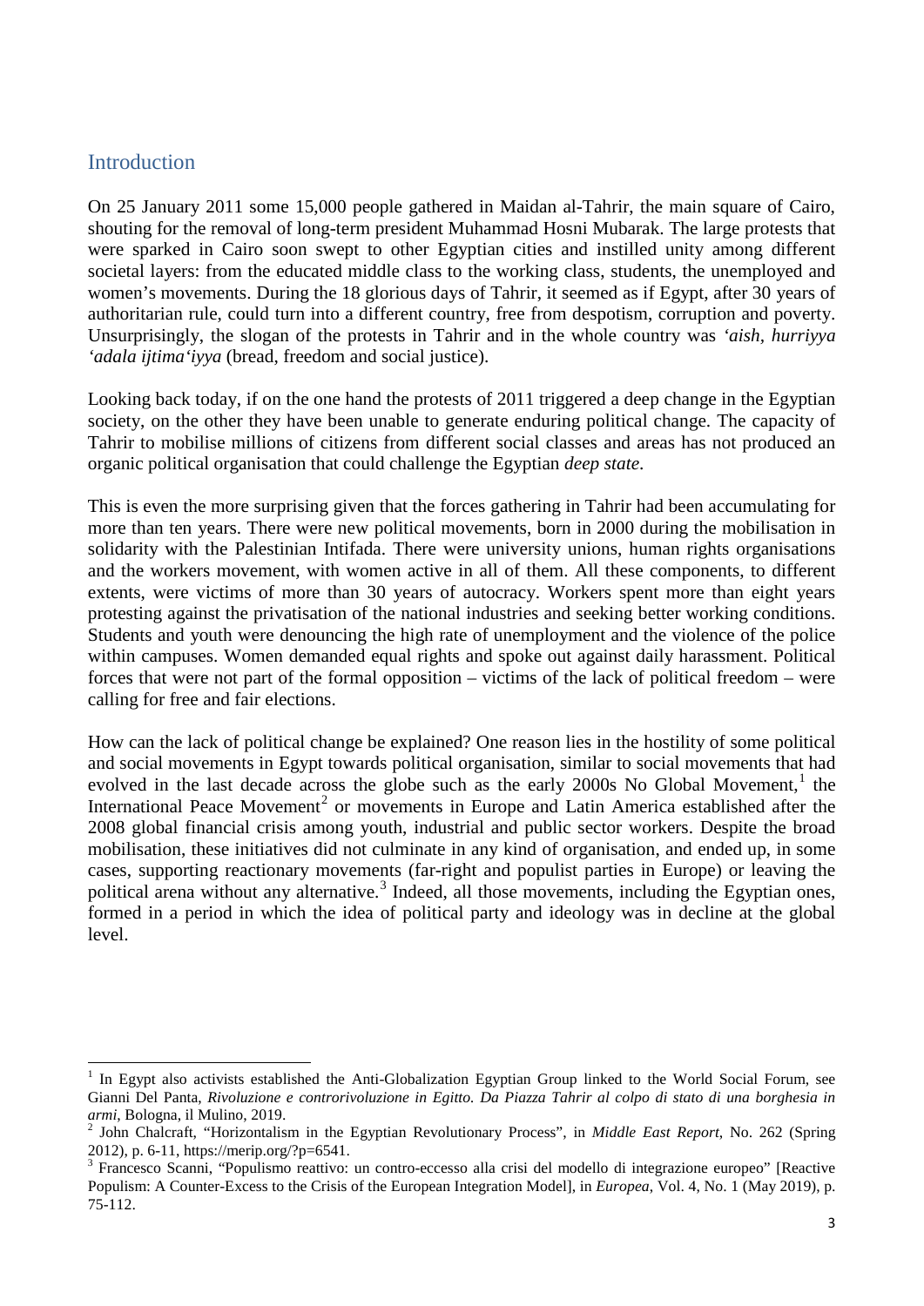## Introduction

On 25 January 2011 some 15,000 people gathered in Maidan al-Tahrir, the main square of Cairo, shouting for the removal of long-term president Muhammad Hosni Mubarak. The large protests that were sparked in Cairo soon swept to other Egyptian cities and instilled unity among different societal layers: from the educated middle class to the working class, students, the unemployed and women's movements. During the 18 glorious days of Tahrir, it seemed as if Egypt, after 30 years of authoritarian rule, could turn into a different country, free from despotism, corruption and poverty. Unsurprisingly, the slogan of the protests in Tahrir and in the whole country was *'aish, hurriyya 'adala ijtima'iyya* (bread, freedom and social justice).

Looking back today, if on the one hand the protests of 2011 triggered a deep change in the Egyptian society, on the other they have been unable to generate enduring political change. The capacity of Tahrir to mobilise millions of citizens from different social classes and areas has not produced an organic political organisation that could challenge the Egyptian *deep state*.

This is even the more surprising given that the forces gathering in Tahrir had been accumulating for more than ten years. There were new political movements, born in 2000 during the mobilisation in solidarity with the Palestinian Intifada. There were university unions, human rights organisations and the workers movement, with women active in all of them. All these components, to different extents, were victims of more than 30 years of autocracy. Workers spent more than eight years protesting against the privatisation of the national industries and seeking better working conditions. Students and youth were denouncing the high rate of unemployment and the violence of the police within campuses. Women demanded equal rights and spoke out against daily harassment. Political forces that were not part of the formal opposition – victims of the lack of political freedom – were calling for free and fair elections.

How can the lack of political change be explained? One reason lies in the hostility of some political and social movements in Egypt towards political organisation, similar to social movements that had evolved in the last decade across the globe such as the early 2000s No Global Movement,[1] the International Peace Movement[2] or movements in Europe and Latin America established after the 2008 global financial crisis among youth, industrial and public sector workers. Despite the broad mobilisation, these initiatives did not culminate in any kind of organisation, and ended up, in some cases, supporting reactionary movements (far-right and populist parties in Europe) or leaving the political arena without any alternative.[3] Indeed, all those movements, including the Egyptian ones, formed in a period in which the idea of political party and ideology was in decline at the global level.

---

[1] In Egypt also activists established the Anti-Globalization Egyptian Group linked to the World Social Forum, see Gianni Del Panta, *Rivoluzione e controrivoluzione in Egitto. Da Piazza Tahrir al colpo di stato di una borghesia in armi*, Bologna, il Mulino, 2019.

[2] John Chalcraft, "Horizontalism in the Egyptian Revolutionary Process", in *Middle East Report*, No. 262 (Spring 2012), p. 6-11, https://merip.org/?p=6541.

[3] Francesco Scanni, "Populismo reattivo: un contro-eccesso alla crisi del modello di integrazione europeo" [Reactive Populism: A Counter-Excess to the Crisis of the European Integration Model], in *Europea*, Vol. 4, No. 1 (May 2019), p. 75-112.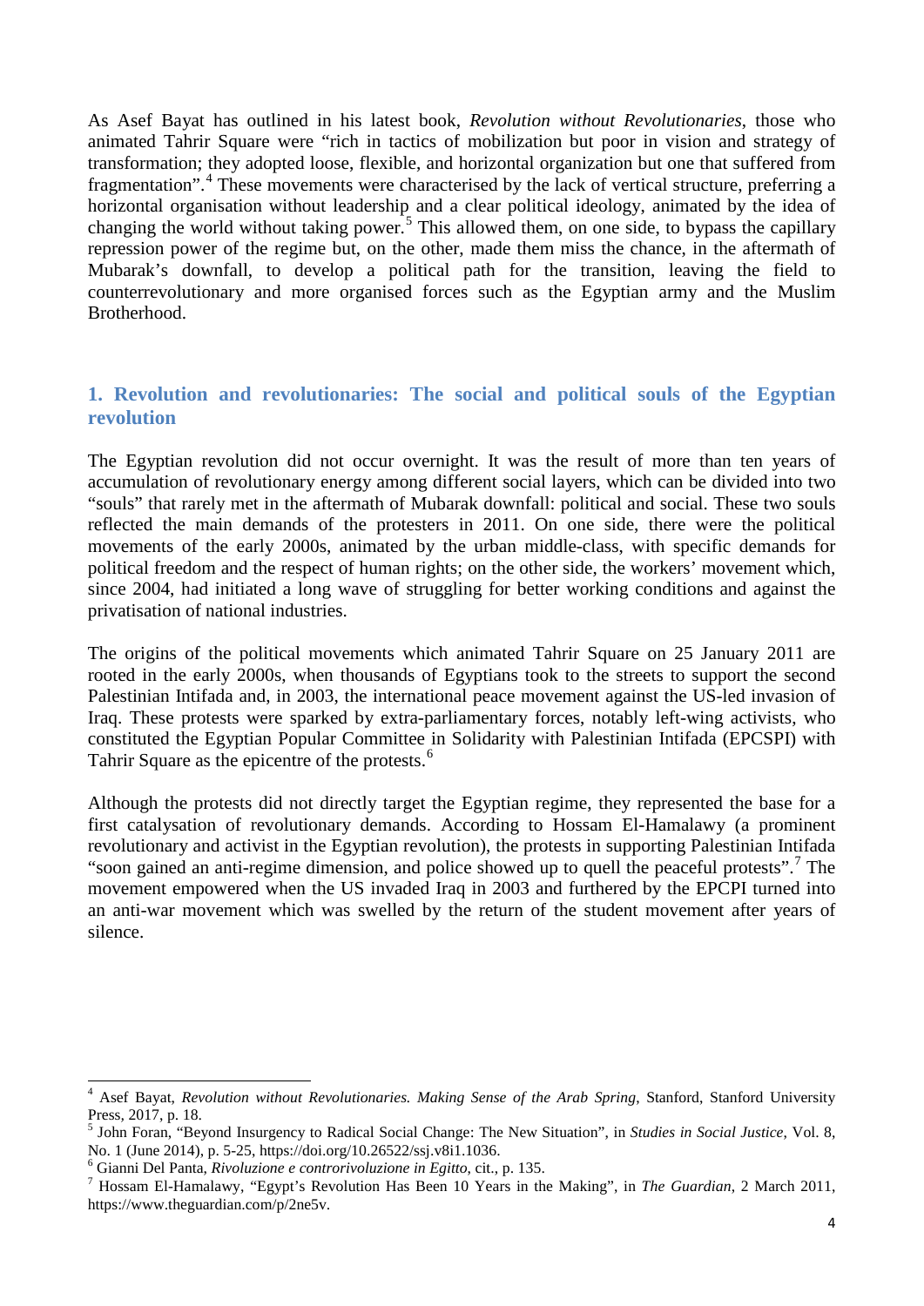As Asef Bayat has outlined in his latest book, *Revolution without Revolutionaries*, those who animated Tahrir Square were "rich in tactics of mobilization but poor in vision and strategy of transformation; they adopted loose, flexible, and horizontal organization but one that suffered from fragmentation".[4] These movements were characterised by the lack of vertical structure, preferring a horizontal organisation without leadership and a clear political ideology, animated by the idea of changing the world without taking power.[5] This allowed them, on one side, to bypass the capillary repression power of the regime but, on the other, made them miss the chance, in the aftermath of Mubarak's downfall, to develop a political path for the transition, leaving the field to counterrevolutionary and more organised forces such as the Egyptian army and the Muslim Brotherhood.

## 1. Revolution and revolutionaries: The social and political souls of the Egyptian revolution

The Egyptian revolution did not occur overnight. It was the result of more than ten years of accumulation of revolutionary energy among different social layers, which can be divided into two "souls" that rarely met in the aftermath of Mubarak downfall: political and social. These two souls reflected the main demands of the protesters in 2011. On one side, there were the political movements of the early 2000s, animated by the urban middle-class, with specific demands for political freedom and the respect of human rights; on the other side, the workers' movement which, since 2004, had initiated a long wave of struggling for better working conditions and against the privatisation of national industries.

The origins of the political movements which animated Tahrir Square on 25 January 2011 are rooted in the early 2000s, when thousands of Egyptians took to the streets to support the second Palestinian Intifada and, in 2003, the international peace movement against the US-led invasion of Iraq. These protests were sparked by extra-parliamentary forces, notably left-wing activists, who constituted the Egyptian Popular Committee in Solidarity with Palestinian Intifada (EPCSPI) with Tahrir Square as the epicentre of the protests.[6]

Although the protests did not directly target the Egyptian regime, they represented the base for a first catalysation of revolutionary demands. According to Hossam El-Hamalawy (a prominent revolutionary and activist in the Egyptian revolution), the protests in supporting Palestinian Intifada "soon gained an anti-regime dimension, and police showed up to quell the peaceful protests".[7] The movement empowered when the US invaded Iraq in 2003 and furthered by the EPCPI turned into an anti-war movement which was swelled by the return of the student movement after years of silence.

---

[4] Asef Bayat, *Revolution without Revolutionaries. Making Sense of the Arab Spring*, Stanford, Stanford University Press, 2017, p. 18.

[5] John Foran, "Beyond Insurgency to Radical Social Change: The New Situation", in *Studies in Social Justice*, Vol. 8, No. 1 (June 2014), p. 5-25, https://doi.org/10.26522/ssj.v8i1.1036.

[6] Gianni Del Panta, *Rivoluzione e controrivoluzione in Egitto*, cit., p. 135.

[7] Hossam El-Hamalawy, "Egypt's Revolution Has Been 10 Years in the Making", in *The Guardian*, 2 March 2011, https://www.theguardian.com/p/2ne5v.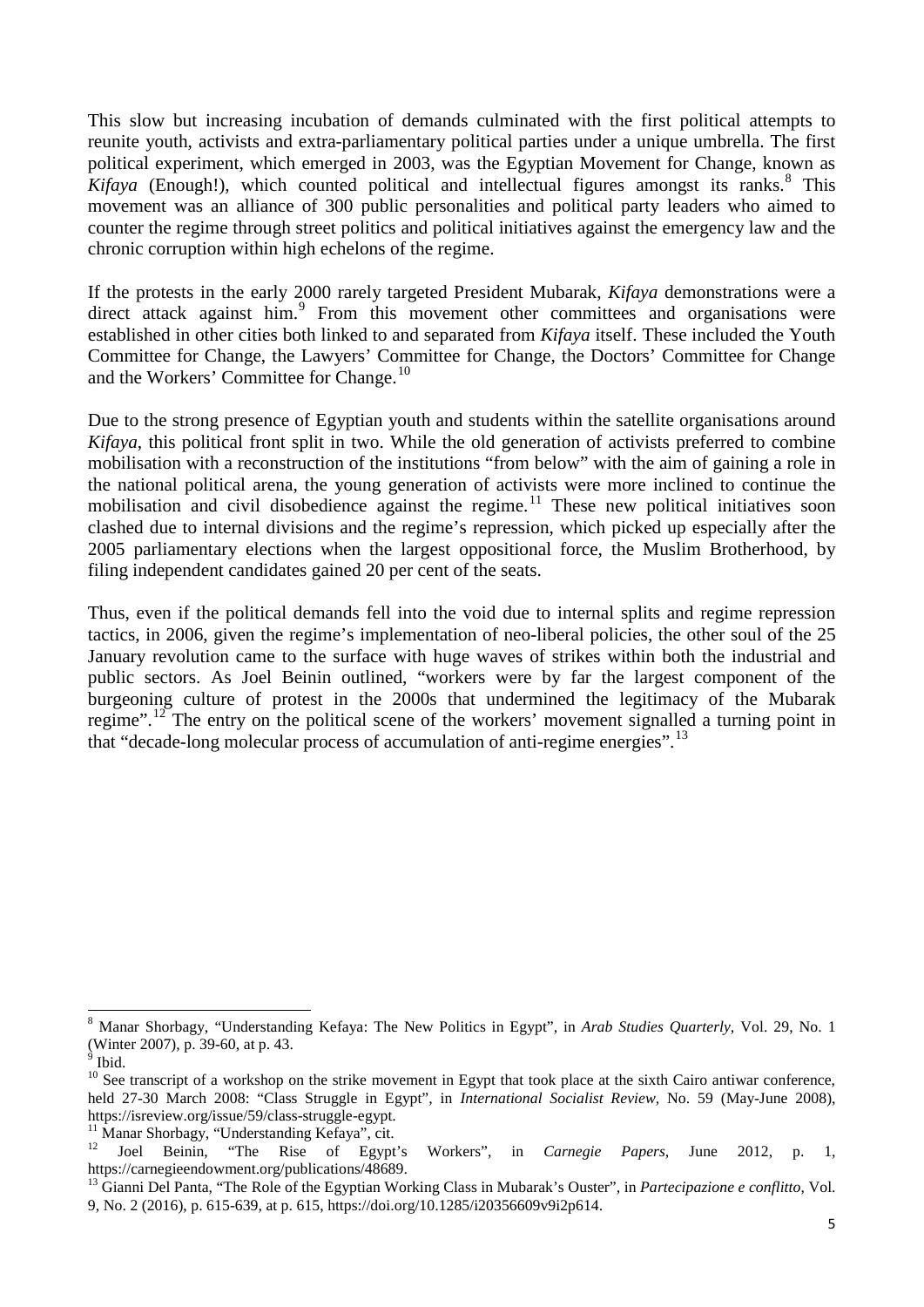This slow but increasing incubation of demands culminated with the first political attempts to reunite youth, activists and extra-parliamentary political parties under a unique umbrella. The first political experiment, which emerged in 2003, was the Egyptian Movement for Change, known as *Kifaya* (Enough!), which counted political and intellectual figures amongst its ranks.[8] This movement was an alliance of 300 public personalities and political party leaders who aimed to counter the regime through street politics and political initiatives against the emergency law and the chronic corruption within high echelons of the regime.

If the protests in the early 2000 rarely targeted President Mubarak, *Kifaya* demonstrations were a direct attack against him.[9] From this movement other committees and organisations were established in other cities both linked to and separated from *Kifaya* itself. These included the Youth Committee for Change, the Lawyers' Committee for Change, the Doctors' Committee for Change and the Workers' Committee for Change.[10]

Due to the strong presence of Egyptian youth and students within the satellite organisations around *Kifaya*, this political front split in two. While the old generation of activists preferred to combine mobilisation with a reconstruction of the institutions "from below" with the aim of gaining a role in the national political arena, the young generation of activists were more inclined to continue the mobilisation and civil disobedience against the regime.[11] These new political initiatives soon clashed due to internal divisions and the regime's repression, which picked up especially after the 2005 parliamentary elections when the largest oppositional force, the Muslim Brotherhood, by filing independent candidates gained 20 per cent of the seats.

Thus, even if the political demands fell into the void due to internal splits and regime repression tactics, in 2006, given the regime's implementation of neo-liberal policies, the other soul of the 25 January revolution came to the surface with huge waves of strikes within both the industrial and public sectors. As Joel Beinin outlined, "workers were by far the largest component of the burgeoning culture of protest in the 2000s that undermined the legitimacy of the Mubarak regime".[12] The entry on the political scene of the workers' movement signalled a turning point in that "decade-long molecular process of accumulation of anti-regime energies".[13]

---

[8] Manar Shorbagy, "Understanding Kefaya: The New Politics in Egypt", in *Arab Studies Quarterly*, Vol. 29, No. 1 (Winter 2007), p. 39-60, at p. 43.

[9] Ibid.

[10] See transcript of a workshop on the strike movement in Egypt that took place at the sixth Cairo antiwar conference, held 27-30 March 2008: "Class Struggle in Egypt", in *International Socialist Review*, No. 59 (May-June 2008), https://isreview.org/issue/59/class-struggle-egypt.

[11] Manar Shorbagy, "Understanding Kefaya", cit.

[12] Joel Beinin, "The Rise of Egypt's Workers", in *Carnegie Papers*, June 2012, p. 1, https://carnegieendowment.org/publications/48689.

[13] Gianni Del Panta, "The Role of the Egyptian Working Class in Mubarak's Ouster", in *Partecipazione e conflitto*, Vol. 9, No. 2 (2016), p. 615-639, at p. 615, https://doi.org/10.1285/i20356609v9i2p614.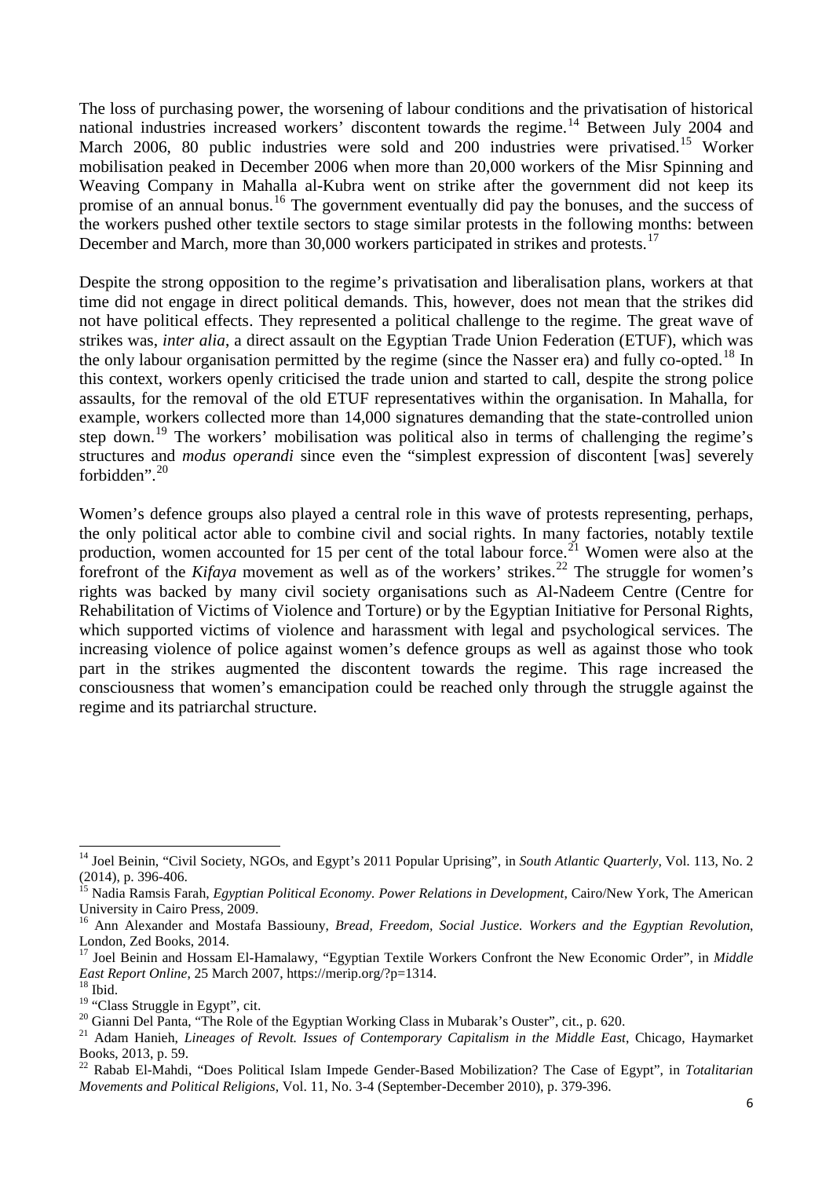The loss of purchasing power, the worsening of labour conditions and the privatisation of historical national industries increased workers' discontent towards the regime.[14] Between July 2004 and March 2006, 80 public industries were sold and 200 industries were privatised.[15] Worker mobilisation peaked in December 2006 when more than 20,000 workers of the Misr Spinning and Weaving Company in Mahalla al-Kubra went on strike after the government did not keep its promise of an annual bonus.[16] The government eventually did pay the bonuses, and the success of the workers pushed other textile sectors to stage similar protests in the following months: between December and March, more than 30,000 workers participated in strikes and protests.[17]

Despite the strong opposition to the regime's privatisation and liberalisation plans, workers at that time did not engage in direct political demands. This, however, does not mean that the strikes did not have political effects. They represented a political challenge to the regime. The great wave of strikes was, *inter alia*, a direct assault on the Egyptian Trade Union Federation (ETUF), which was the only labour organisation permitted by the regime (since the Nasser era) and fully co-opted.[18] In this context, workers openly criticised the trade union and started to call, despite the strong police assaults, for the removal of the old ETUF representatives within the organisation. In Mahalla, for example, workers collected more than 14,000 signatures demanding that the state-controlled union step down.[19] The workers' mobilisation was political also in terms of challenging the regime's structures and *modus operandi* since even the "simplest expression of discontent [was] severely forbidden".[20]

Women's defence groups also played a central role in this wave of protests representing, perhaps, the only political actor able to combine civil and social rights. In many factories, notably textile production, women accounted for 15 per cent of the total labour force.[21] Women were also at the forefront of the *Kifaya* movement as well as of the workers' strikes.[22] The struggle for women's rights was backed by many civil society organisations such as Al-Nadeem Centre (Centre for Rehabilitation of Victims of Violence and Torture) or by the Egyptian Initiative for Personal Rights, which supported victims of violence and harassment with legal and psychological services. The increasing violence of police against women's defence groups as well as against those who took part in the strikes augmented the discontent towards the regime. This rage increased the consciousness that women's emancipation could be reached only through the struggle against the regime and its patriarchal structure.

---

[14] Joel Beinin, "Civil Society, NGOs, and Egypt's 2011 Popular Uprising", in *South Atlantic Quarterly*, Vol. 113, No. 2 (2014), p. 396-406.

[15] Nadia Ramsis Farah, *Egyptian Political Economy. Power Relations in Development*, Cairo/New York, The American University in Cairo Press, 2009.

[16] Ann Alexander and Mostafa Bassiouny, *Bread, Freedom, Social Justice. Workers and the Egyptian Revolution*, London, Zed Books, 2014.

[17] Joel Beinin and Hossam El-Hamalawy, "Egyptian Textile Workers Confront the New Economic Order", in *Middle East Report Online*, 25 March 2007, https://merip.org/?p=1314.

[18] Ibid.

[19] "Class Struggle in Egypt", cit.

[20] Gianni Del Panta, "The Role of the Egyptian Working Class in Mubarak's Ouster", cit., p. 620.

[21] Adam Hanieh, *Lineages of Revolt. Issues of Contemporary Capitalism in the Middle East*, Chicago, Haymarket Books, 2013, p. 59.

[22] Rabab El-Mahdi, "Does Political Islam Impede Gender-Based Mobilization? The Case of Egypt", in *Totalitarian Movements and Political Religions*, Vol. 11, No. 3-4 (September-December 2010), p. 379-396.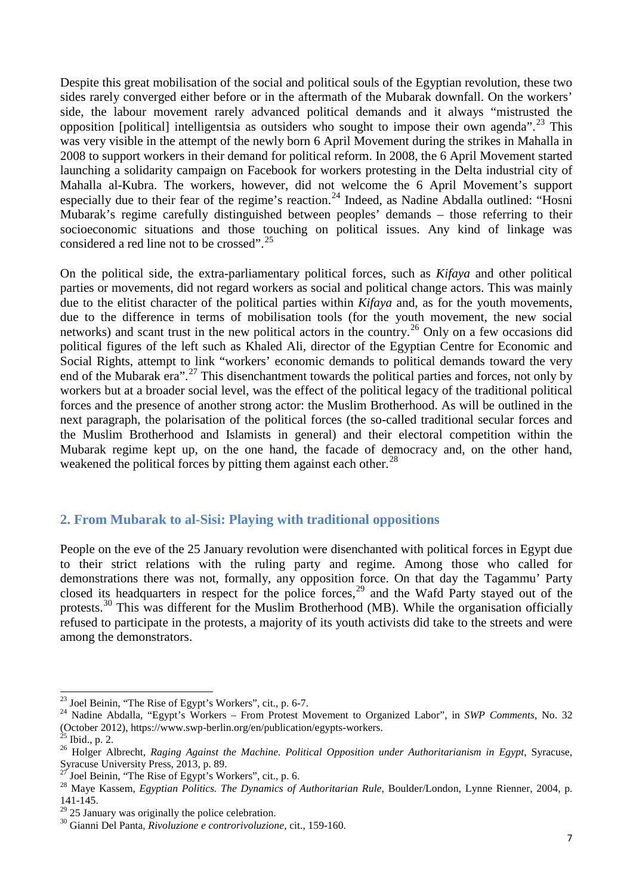Despite this great mobilisation of the social and political souls of the Egyptian revolution, these two sides rarely converged either before or in the aftermath of the Mubarak downfall. On the workers' side, the labour movement rarely advanced political demands and it always "mistrusted the opposition [political] intelligentsia as outsiders who sought to impose their own agenda".[23] This was very visible in the attempt of the newly born 6 April Movement during the strikes in Mahalla in 2008 to support workers in their demand for political reform. In 2008, the 6 April Movement started launching a solidarity campaign on Facebook for workers protesting in the Delta industrial city of Mahalla al-Kubra. The workers, however, did not welcome the 6 April Movement's support especially due to their fear of the regime's reaction.[24] Indeed, as Nadine Abdalla outlined: "Hosni Mubarak's regime carefully distinguished between peoples' demands – those referring to their socioeconomic situations and those touching on political issues. Any kind of linkage was considered a red line not to be crossed".[25]

On the political side, the extra-parliamentary political forces, such as *Kifaya* and other political parties or movements, did not regard workers as social and political change actors. This was mainly due to the elitist character of the political parties within *Kifaya* and, as for the youth movements, due to the difference in terms of mobilisation tools (for the youth movement, the new social networks) and scant trust in the new political actors in the country.[26] Only on a few occasions did political figures of the left such as Khaled Ali, director of the Egyptian Centre for Economic and Social Rights, attempt to link "workers' economic demands to political demands toward the very end of the Mubarak era".[27] This disenchantment towards the political parties and forces, not only by workers but at a broader social level, was the effect of the political legacy of the traditional political forces and the presence of another strong actor: the Muslim Brotherhood. As will be outlined in the next paragraph, the polarisation of the political forces (the so-called traditional secular forces and the Muslim Brotherhood and Islamists in general) and their electoral competition within the Mubarak regime kept up, on the one hand, the facade of democracy and, on the other hand, weakened the political forces by pitting them against each other.[28]

## 2. From Mubarak to al-Sisi: Playing with traditional oppositions

People on the eve of the 25 January revolution were disenchanted with political forces in Egypt due to their strict relations with the ruling party and regime. Among those who called for demonstrations there was not, formally, any opposition force. On that day the Tagammu' Party closed its headquarters in respect for the police forces,[29] and the Wafd Party stayed out of the protests.[30] This was different for the Muslim Brotherhood (MB). While the organisation officially refused to participate in the protests, a majority of its youth activists did take to the streets and were among the demonstrators.

---

[23] Joel Beinin, "The Rise of Egypt's Workers", cit., p. 6-7.

[24] Nadine Abdalla, "Egypt's Workers – From Protest Movement to Organized Labor", in *SWP Comments*, No. 32 (October 2012), https://www.swp-berlin.org/en/publication/egypts-workers.

[25] Ibid., p. 2.

[26] Holger Albrecht, *Raging Against the Machine. Political Opposition under Authoritarianism in Egypt*, Syracuse, Syracuse University Press, 2013, p. 89.

[27] Joel Beinin, "The Rise of Egypt's Workers", cit., p. 6.

[28] Maye Kassem, *Egyptian Politics. The Dynamics of Authoritarian Rule*, Boulder/London, Lynne Rienner, 2004, p. 141-145.

[29] 25 January was originally the police celebration.

[30] Gianni Del Panta, *Rivoluzione e controrivoluzione*, cit., 159-160.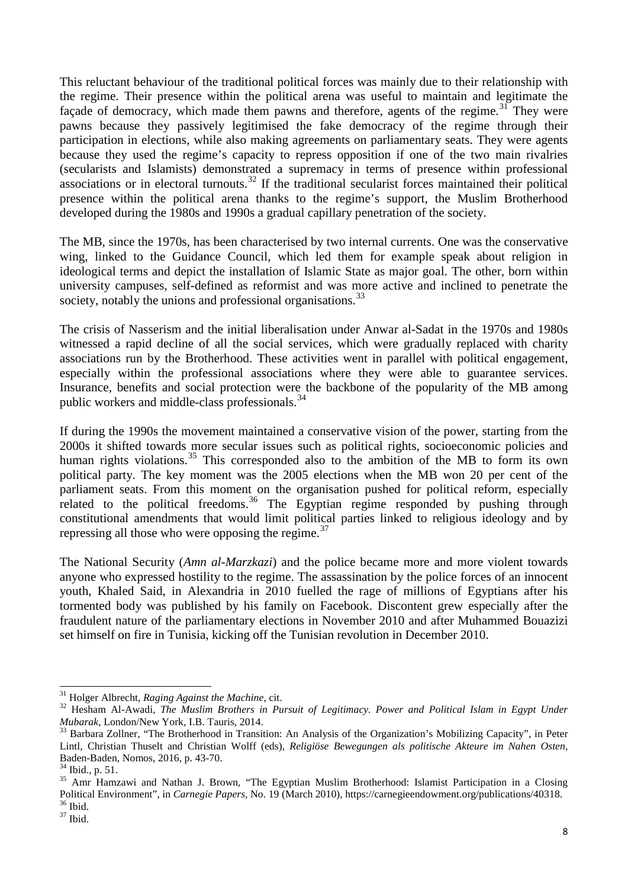This reluctant behaviour of the traditional political forces was mainly due to their relationship with the regime. Their presence within the political arena was useful to maintain and legitimate the façade of democracy, which made them pawns and therefore, agents of the regime.[31] They were pawns because they passively legitimised the fake democracy of the regime through their participation in elections, while also making agreements on parliamentary seats. They were agents because they used the regime's capacity to repress opposition if one of the two main rivalries (secularists and Islamists) demonstrated a supremacy in terms of presence within professional associations or in electoral turnouts.[32] If the traditional secularist forces maintained their political presence within the political arena thanks to the regime's support, the Muslim Brotherhood developed during the 1980s and 1990s a gradual capillary penetration of the society.

The MB, since the 1970s, has been characterised by two internal currents. One was the conservative wing, linked to the Guidance Council, which led them for example speak about religion in ideological terms and depict the installation of Islamic State as major goal. The other, born within university campuses, self-defined as reformist and was more active and inclined to penetrate the society, notably the unions and professional organisations.[33]

The crisis of Nasserism and the initial liberalisation under Anwar al-Sadat in the 1970s and 1980s witnessed a rapid decline of all the social services, which were gradually replaced with charity associations run by the Brotherhood. These activities went in parallel with political engagement, especially within the professional associations where they were able to guarantee services. Insurance, benefits and social protection were the backbone of the popularity of the MB among public workers and middle-class professionals.[34]

If during the 1990s the movement maintained a conservative vision of the power, starting from the 2000s it shifted towards more secular issues such as political rights, socioeconomic policies and human rights violations.[35] This corresponded also to the ambition of the MB to form its own political party. The key moment was the 2005 elections when the MB won 20 per cent of the parliament seats. From this moment on the organisation pushed for political reform, especially related to the political freedoms.[36] The Egyptian regime responded by pushing through constitutional amendments that would limit political parties linked to religious ideology and by repressing all those who were opposing the regime.[37]

The National Security (*Amn al-Marzkazi*) and the police became more and more violent towards anyone who expressed hostility to the regime. The assassination by the police forces of an innocent youth, Khaled Said, in Alexandria in 2010 fuelled the rage of millions of Egyptians after his tormented body was published by his family on Facebook. Discontent grew especially after the fraudulent nature of the parliamentary elections in November 2010 and after Muhammed Bouazizi set himself on fire in Tunisia, kicking off the Tunisian revolution in December 2010.

---

[31] Holger Albrecht, *Raging Against the Machine*, cit.

[32] Hesham Al-Awadi, *The Muslim Brothers in Pursuit of Legitimacy. Power and Political Islam in Egypt Under Mubarak*, London/New York, I.B. Tauris, 2014.

[33] Barbara Zollner, "The Brotherhood in Transition: An Analysis of the Organization's Mobilizing Capacity", in Peter Lintl, Christian Thuselt and Christian Wolff (eds), *Religiöse Bewegungen als politische Akteure im Nahen Osten*, Baden-Baden, Nomos, 2016, p. 43-70.

[34] Ibid., p. 51.

[35] Amr Hamzawi and Nathan J. Brown, "The Egyptian Muslim Brotherhood: Islamist Participation in a Closing Political Environment", in *Carnegie Papers*, No. 19 (March 2010), https://carnegieendowment.org/publications/40318.

[36] Ibid.

[37] Ibid.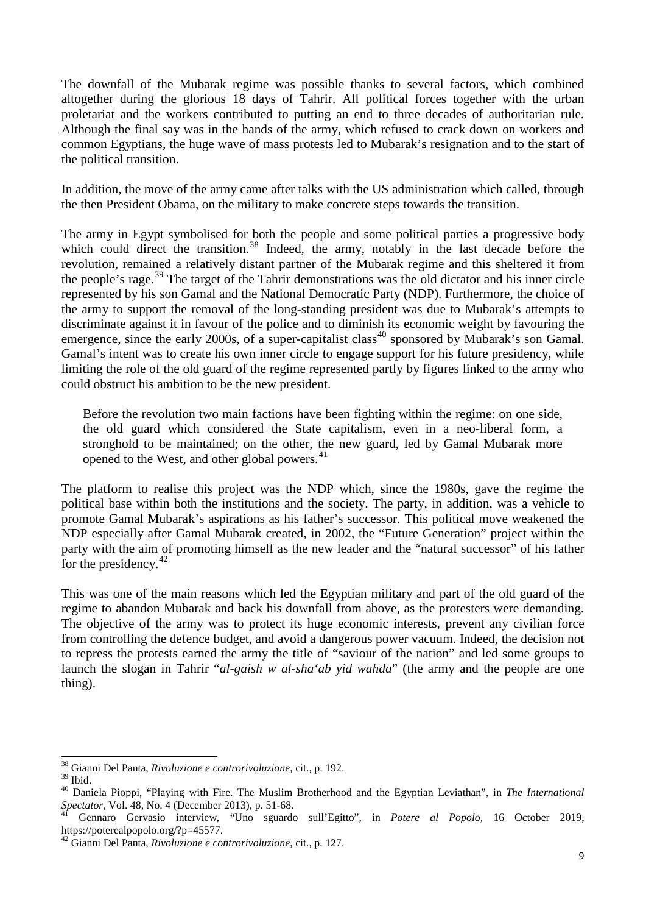The downfall of the Mubarak regime was possible thanks to several factors, which combined altogether during the glorious 18 days of Tahrir. All political forces together with the urban proletariat and the workers contributed to putting an end to three decades of authoritarian rule. Although the final say was in the hands of the army, which refused to crack down on workers and common Egyptians, the huge wave of mass protests led to Mubarak's resignation and to the start of the political transition.

In addition, the move of the army came after talks with the US administration which called, through the then President Obama, on the military to make concrete steps towards the transition.

The army in Egypt symbolised for both the people and some political parties a progressive body which could direct the transition.[38] Indeed, the army, notably in the last decade before the revolution, remained a relatively distant partner of the Mubarak regime and this sheltered it from the people's rage.[39] The target of the Tahrir demonstrations was the old dictator and his inner circle represented by his son Gamal and the National Democratic Party (NDP). Furthermore, the choice of the army to support the removal of the long-standing president was due to Mubarak's attempts to discriminate against it in favour of the police and to diminish its economic weight by favouring the emergence, since the early 2000s, of a super-capitalist class[40] sponsored by Mubarak's son Gamal. Gamal's intent was to create his own inner circle to engage support for his future presidency, while limiting the role of the old guard of the regime represented partly by figures linked to the army who could obstruct his ambition to be the new president.

> Before the revolution two main factions have been fighting within the regime: on one side, the old guard which considered the State capitalism, even in a neo-liberal form, a stronghold to be maintained; on the other, the new guard, led by Gamal Mubarak more opened to the West, and other global powers.[41]

The platform to realise this project was the NDP which, since the 1980s, gave the regime the political base within both the institutions and the society. The party, in addition, was a vehicle to promote Gamal Mubarak's aspirations as his father's successor. This political move weakened the NDP especially after Gamal Mubarak created, in 2002, the "Future Generation" project within the party with the aim of promoting himself as the new leader and the "natural successor" of his father for the presidency.[42]

This was one of the main reasons which led the Egyptian military and part of the old guard of the regime to abandon Mubarak and back his downfall from above, as the protesters were demanding. The objective of the army was to protect its huge economic interests, prevent any civilian force from controlling the defence budget, and avoid a dangerous power vacuum. Indeed, the decision not to repress the protests earned the army the title of "saviour of the nation" and led some groups to launch the slogan in Tahrir "*al-gaish w al-sha'ab yid wahda*" (the army and the people are one thing).

---

[38] Gianni Del Panta, *Rivoluzione e controrivoluzione*, cit., p. 192.

[39] Ibid.

[40] Daniela Pioppi, "Playing with Fire. The Muslim Brotherhood and the Egyptian Leviathan", in *The International Spectator*, Vol. 48, No. 4 (December 2013), p. 51-68.

[41] Gennaro Gervasio interview, "Uno sguardo sull'Egitto", in *Potere al Popolo*, 16 October 2019, https://poterealpopolo.org/?p=45577.

[42] Gianni Del Panta, *Rivoluzione e controrivoluzione*, cit., p. 127.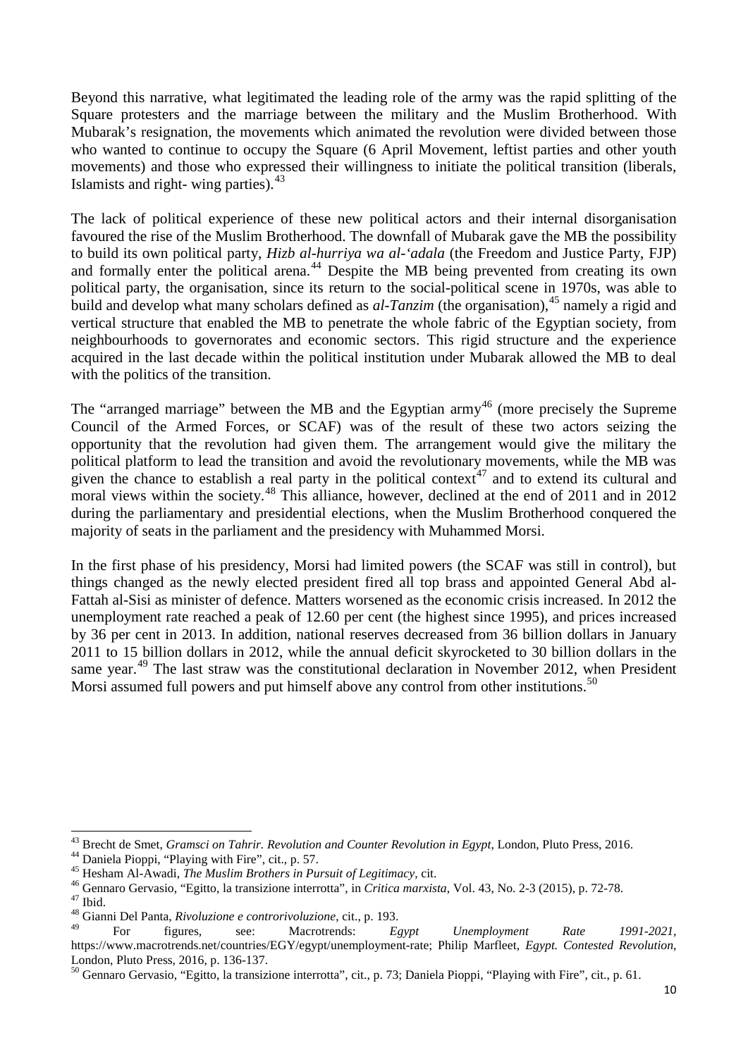Beyond this narrative, what legitimated the leading role of the army was the rapid splitting of the Square protesters and the marriage between the military and the Muslim Brotherhood. With Mubarak's resignation, the movements which animated the revolution were divided between those who wanted to continue to occupy the Square (6 April Movement, leftist parties and other youth movements) and those who expressed their willingness to initiate the political transition (liberals, Islamists and right- wing parties).[43]

The lack of political experience of these new political actors and their internal disorganisation favoured the rise of the Muslim Brotherhood. The downfall of Mubarak gave the MB the possibility to build its own political party, *Hizb al-hurriya wa al-'adala* (the Freedom and Justice Party, FJP) and formally enter the political arena.[44] Despite the MB being prevented from creating its own political party, the organisation, since its return to the social-political scene in 1970s, was able to build and develop what many scholars defined as *al-Tanzim* (the organisation),[45] namely a rigid and vertical structure that enabled the MB to penetrate the whole fabric of the Egyptian society, from neighbourhoods to governorates and economic sectors. This rigid structure and the experience acquired in the last decade within the political institution under Mubarak allowed the MB to deal with the politics of the transition.

The "arranged marriage" between the MB and the Egyptian army[46] (more precisely the Supreme Council of the Armed Forces, or SCAF) was of the result of these two actors seizing the opportunity that the revolution had given them. The arrangement would give the military the political platform to lead the transition and avoid the revolutionary movements, while the MB was given the chance to establish a real party in the political context[47] and to extend its cultural and moral views within the society.[48] This alliance, however, declined at the end of 2011 and in 2012 during the parliamentary and presidential elections, when the Muslim Brotherhood conquered the majority of seats in the parliament and the presidency with Muhammed Morsi.

In the first phase of his presidency, Morsi had limited powers (the SCAF was still in control), but things changed as the newly elected president fired all top brass and appointed General Abd al-Fattah al-Sisi as minister of defence. Matters worsened as the economic crisis increased. In 2012 the unemployment rate reached a peak of 12.60 per cent (the highest since 1995), and prices increased by 36 per cent in 2013. In addition, national reserves decreased from 36 billion dollars in January 2011 to 15 billion dollars in 2012, while the annual deficit skyrocketed to 30 billion dollars in the same year.[49] The last straw was the constitutional declaration in November 2012, when President Morsi assumed full powers and put himself above any control from other institutions.[50]

---

[43] Brecht de Smet, *Gramsci on Tahrir. Revolution and Counter Revolution in Egypt*, London, Pluto Press, 2016.

[44] Daniela Pioppi, "Playing with Fire", cit., p. 57.

[45] Hesham Al-Awadi, *The Muslim Brothers in Pursuit of Legitimacy*, cit.

[46] Gennaro Gervasio, "Egitto, la transizione interrotta", in *Critica marxista*, Vol. 43, No. 2-3 (2015), p. 72-78.

[47] Ibid.

[48] Gianni Del Panta, *Rivoluzione e controrivoluzione*, cit., p. 193.

[49] For figures, see: Macrotrends: *Egypt Unemployment Rate 1991-2021*, https://www.macrotrends.net/countries/EGY/egypt/unemployment-rate; Philip Marfleet, *Egypt. Contested Revolution*, London, Pluto Press, 2016, p. 136-137.

[50] Gennaro Gervasio, "Egitto, la transizione interrotta", cit., p. 73; Daniela Pioppi, "Playing with Fire", cit., p. 61.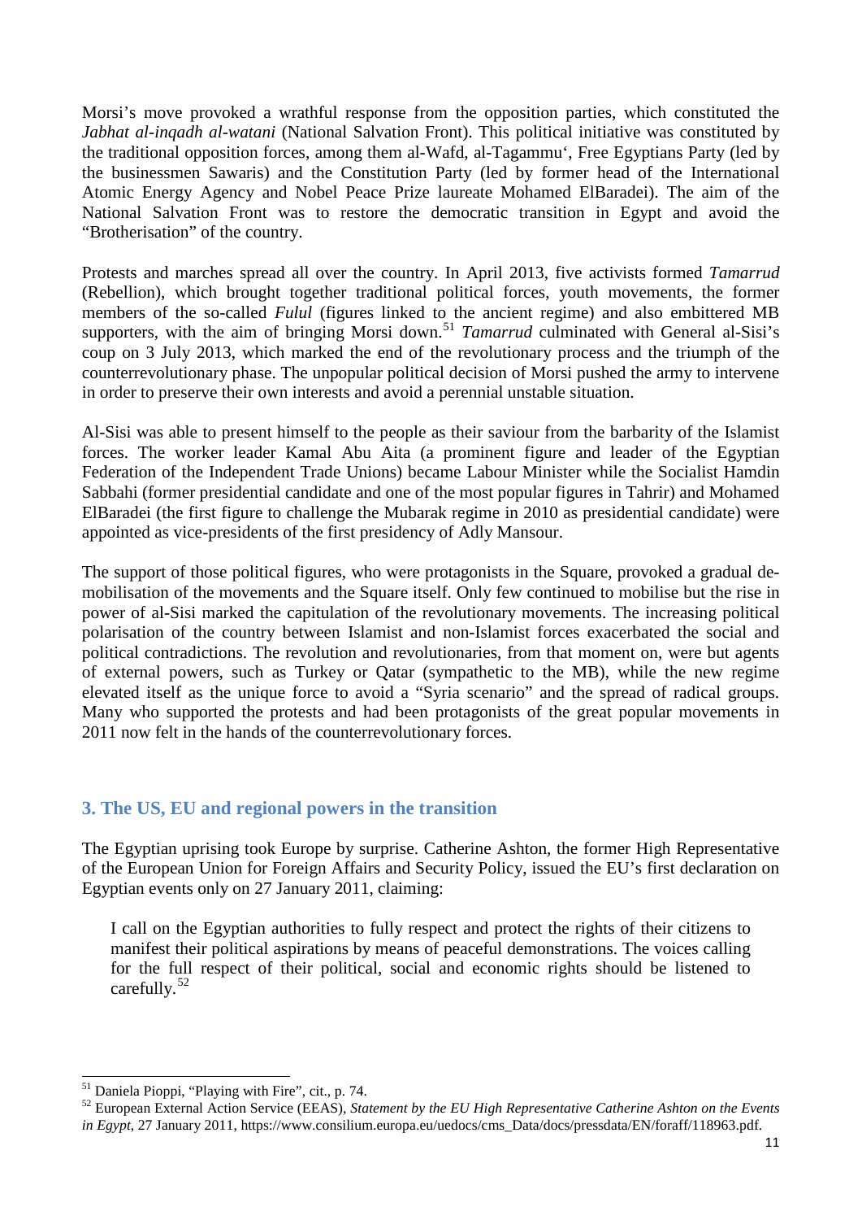Morsi's move provoked a wrathful response from the opposition parties, which constituted the *Jabhat al-inqadh al-watani* (National Salvation Front). This political initiative was constituted by the traditional opposition forces, among them al-Wafd, al-Tagammu', Free Egyptians Party (led by the businessmen Sawaris) and the Constitution Party (led by former head of the International Atomic Energy Agency and Nobel Peace Prize laureate Mohamed ElBaradei). The aim of the National Salvation Front was to restore the democratic transition in Egypt and avoid the "Brotherisation" of the country.

Protests and marches spread all over the country. In April 2013, five activists formed *Tamarrud* (Rebellion), which brought together traditional political forces, youth movements, the former members of the so-called *Fulul* (figures linked to the ancient regime) and also embittered MB supporters, with the aim of bringing Morsi down.[51] *Tamarrud* culminated with General al-Sisi's coup on 3 July 2013, which marked the end of the revolutionary process and the triumph of the counterrevolutionary phase. The unpopular political decision of Morsi pushed the army to intervene in order to preserve their own interests and avoid a perennial unstable situation.

Al-Sisi was able to present himself to the people as their saviour from the barbarity of the Islamist forces. The worker leader Kamal Abu Aita (a prominent figure and leader of the Egyptian Federation of the Independent Trade Unions) became Labour Minister while the Socialist Hamdin Sabbahi (former presidential candidate and one of the most popular figures in Tahrir) and Mohamed ElBaradei (the first figure to challenge the Mubarak regime in 2010 as presidential candidate) were appointed as vice-presidents of the first presidency of Adly Mansour.

The support of those political figures, who were protagonists in the Square, provoked a gradual de-mobilisation of the movements and the Square itself. Only few continued to mobilise but the rise in power of al-Sisi marked the capitulation of the revolutionary movements. The increasing political polarisation of the country between Islamist and non-Islamist forces exacerbated the social and political contradictions. The revolution and revolutionaries, from that moment on, were but agents of external powers, such as Turkey or Qatar (sympathetic to the MB), while the new regime elevated itself as the unique force to avoid a "Syria scenario" and the spread of radical groups. Many who supported the protests and had been protagonists of the great popular movements in 2011 now felt in the hands of the counterrevolutionary forces.

## 3. The US, EU and regional powers in the transition

The Egyptian uprising took Europe by surprise. Catherine Ashton, the former High Representative of the European Union for Foreign Affairs and Security Policy, issued the EU's first declaration on Egyptian events only on 27 January 2011, claiming:

> I call on the Egyptian authorities to fully respect and protect the rights of their citizens to manifest their political aspirations by means of peaceful demonstrations. The voices calling for the full respect of their political, social and economic rights should be listened to carefully.[52]

---

[51] Daniela Pioppi, "Playing with Fire", cit., p. 74.

[52] European External Action Service (EEAS), *Statement by the EU High Representative Catherine Ashton on the Events in Egypt*, 27 January 2011, https://www.consilium.europa.eu/uedocs/cms_Data/docs/pressdata/EN/foraff/118963.pdf.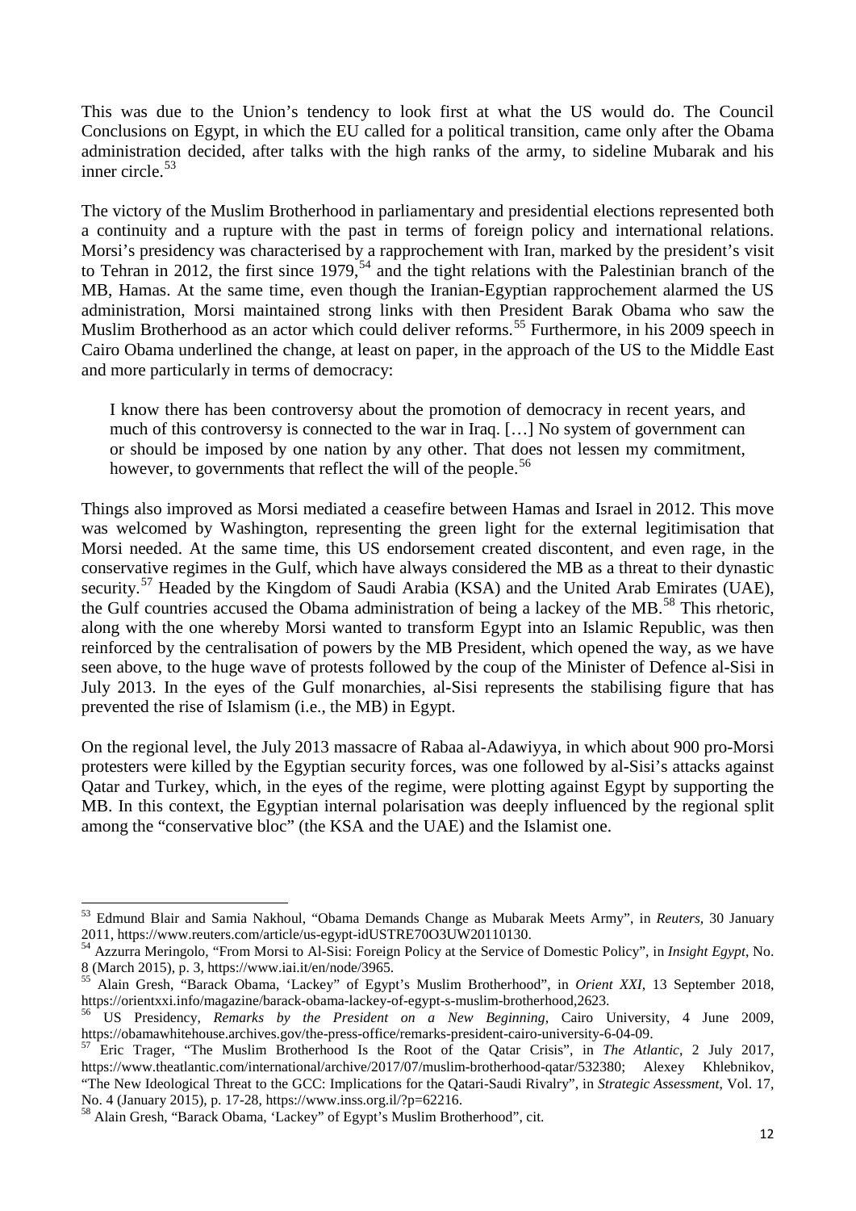This was due to the Union's tendency to look first at what the US would do. The Council Conclusions on Egypt, in which the EU called for a political transition, came only after the Obama administration decided, after talks with the high ranks of the army, to sideline Mubarak and his inner circle.[53]

The victory of the Muslim Brotherhood in parliamentary and presidential elections represented both a continuity and a rupture with the past in terms of foreign policy and international relations. Morsi's presidency was characterised by a rapprochement with Iran, marked by the president's visit to Tehran in 2012, the first since 1979,[54] and the tight relations with the Palestinian branch of the MB, Hamas. At the same time, even though the Iranian-Egyptian rapprochement alarmed the US administration, Morsi maintained strong links with then President Barak Obama who saw the Muslim Brotherhood as an actor which could deliver reforms.[55] Furthermore, in his 2009 speech in Cairo Obama underlined the change, at least on paper, in the approach of the US to the Middle East and more particularly in terms of democracy:

> I know there has been controversy about the promotion of democracy in recent years, and much of this controversy is connected to the war in Iraq. […] No system of government can or should be imposed by one nation by any other. That does not lessen my commitment, however, to governments that reflect the will of the people.[56]

Things also improved as Morsi mediated a ceasefire between Hamas and Israel in 2012. This move was welcomed by Washington, representing the green light for the external legitimisation that Morsi needed. At the same time, this US endorsement created discontent, and even rage, in the conservative regimes in the Gulf, which have always considered the MB as a threat to their dynastic security.[57] Headed by the Kingdom of Saudi Arabia (KSA) and the United Arab Emirates (UAE), the Gulf countries accused the Obama administration of being a lackey of the MB.[58] This rhetoric, along with the one whereby Morsi wanted to transform Egypt into an Islamic Republic, was then reinforced by the centralisation of powers by the MB President, which opened the way, as we have seen above, to the huge wave of protests followed by the coup of the Minister of Defence al-Sisi in July 2013. In the eyes of the Gulf monarchies, al-Sisi represents the stabilising figure that has prevented the rise of Islamism (i.e., the MB) in Egypt.

On the regional level, the July 2013 massacre of Rabaa al-Adawiyya, in which about 900 pro-Morsi protesters were killed by the Egyptian security forces, was one followed by al-Sisi's attacks against Qatar and Turkey, which, in the eyes of the regime, were plotting against Egypt by supporting the MB. In this context, the Egyptian internal polarisation was deeply influenced by the regional split among the "conservative bloc" (the KSA and the UAE) and the Islamist one.

---

[53] Edmund Blair and Samia Nakhoul, "Obama Demands Change as Mubarak Meets Army", in *Reuters*, 30 January 2011, https://www.reuters.com/article/us-egypt-idUSTRE70O3UW20110130.

[54] Azzurra Meringolo, "From Morsi to Al-Sisi: Foreign Policy at the Service of Domestic Policy", in *Insight Egypt*, No. 8 (March 2015), p. 3, https://www.iai.it/en/node/3965.

[55] Alain Gresh, "Barack Obama, 'Lackey" of Egypt's Muslim Brotherhood", in *Orient XXI*, 13 September 2018, https://orientxxi.info/magazine/barack-obama-lackey-of-egypt-s-muslim-brotherhood,2623.

[56] US Presidency, *Remarks by the President on a New Beginning*, Cairo University, 4 June 2009, https://obamawhitehouse.archives.gov/the-press-office/remarks-president-cairo-university-6-04-09.

[57] Eric Trager, "The Muslim Brotherhood Is the Root of the Qatar Crisis", in *The Atlantic*, 2 July 2017, https://www.theatlantic.com/international/archive/2017/07/muslim-brotherhood-qatar/532380; Alexey Khlebnikov, "The New Ideological Threat to the GCC: Implications for the Qatari-Saudi Rivalry", in *Strategic Assessment*, Vol. 17, No. 4 (January 2015), p. 17-28, https://www.inss.org.il/?p=62216.

[58] Alain Gresh, "Barack Obama, 'Lackey" of Egypt's Muslim Brotherhood", cit.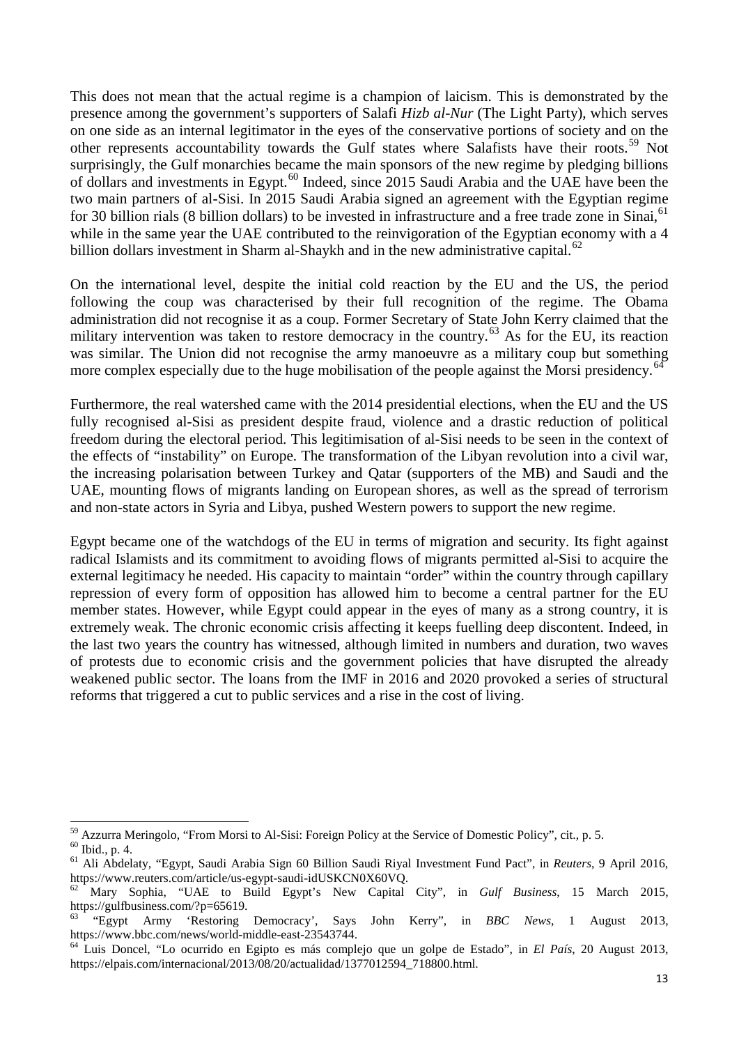This does not mean that the actual regime is a champion of laicism. This is demonstrated by the presence among the government's supporters of Salafi *Hizb al-Nur* (The Light Party), which serves on one side as an internal legitimator in the eyes of the conservative portions of society and on the other represents accountability towards the Gulf states where Salafists have their roots.[59] Not surprisingly, the Gulf monarchies became the main sponsors of the new regime by pledging billions of dollars and investments in Egypt.[60] Indeed, since 2015 Saudi Arabia and the UAE have been the two main partners of al-Sisi. In 2015 Saudi Arabia signed an agreement with the Egyptian regime for 30 billion rials (8 billion dollars) to be invested in infrastructure and a free trade zone in Sinai,[61] while in the same year the UAE contributed to the reinvigoration of the Egyptian economy with a 4 billion dollars investment in Sharm al-Shaykh and in the new administrative capital.[62]

On the international level, despite the initial cold reaction by the EU and the US, the period following the coup was characterised by their full recognition of the regime. The Obama administration did not recognise it as a coup. Former Secretary of State John Kerry claimed that the military intervention was taken to restore democracy in the country.[63] As for the EU, its reaction was similar. The Union did not recognise the army manoeuvre as a military coup but something more complex especially due to the huge mobilisation of the people against the Morsi presidency.[64]

Furthermore, the real watershed came with the 2014 presidential elections, when the EU and the US fully recognised al-Sisi as president despite fraud, violence and a drastic reduction of political freedom during the electoral period. This legitimisation of al-Sisi needs to be seen in the context of the effects of "instability" on Europe. The transformation of the Libyan revolution into a civil war, the increasing polarisation between Turkey and Qatar (supporters of the MB) and Saudi and the UAE, mounting flows of migrants landing on European shores, as well as the spread of terrorism and non-state actors in Syria and Libya, pushed Western powers to support the new regime.

Egypt became one of the watchdogs of the EU in terms of migration and security. Its fight against radical Islamists and its commitment to avoiding flows of migrants permitted al-Sisi to acquire the external legitimacy he needed. His capacity to maintain "order" within the country through capillary repression of every form of opposition has allowed him to become a central partner for the EU member states. However, while Egypt could appear in the eyes of many as a strong country, it is extremely weak. The chronic economic crisis affecting it keeps fuelling deep discontent. Indeed, in the last two years the country has witnessed, although limited in numbers and duration, two waves of protests due to economic crisis and the government policies that have disrupted the already weakened public sector. The loans from the IMF in 2016 and 2020 provoked a series of structural reforms that triggered a cut to public services and a rise in the cost of living.

---

[59] Azzurra Meringolo, "From Morsi to Al-Sisi: Foreign Policy at the Service of Domestic Policy", cit., p. 5.

[60] Ibid., p. 4.

[61] Ali Abdelaty, "Egypt, Saudi Arabia Sign 60 Billion Saudi Riyal Investment Fund Pact", in *Reuters*, 9 April 2016, https://www.reuters.com/article/us-egypt-saudi-idUSKCN0X60VQ.

[62] Mary Sophia, "UAE to Build Egypt's New Capital City", in *Gulf Business*, 15 March 2015, https://gulfbusiness.com/?p=65619.

[63] "Egypt Army 'Restoring Democracy', Says John Kerry", in *BBC News*, 1 August 2013, https://www.bbc.com/news/world-middle-east-23543744.

[64] Luis Doncel, "Lo ocurrido en Egipto es más complejo que un golpe de Estado", in *El País*, 20 August 2013, https://elpais.com/internacional/2013/08/20/actualidad/1377012594_718800.html.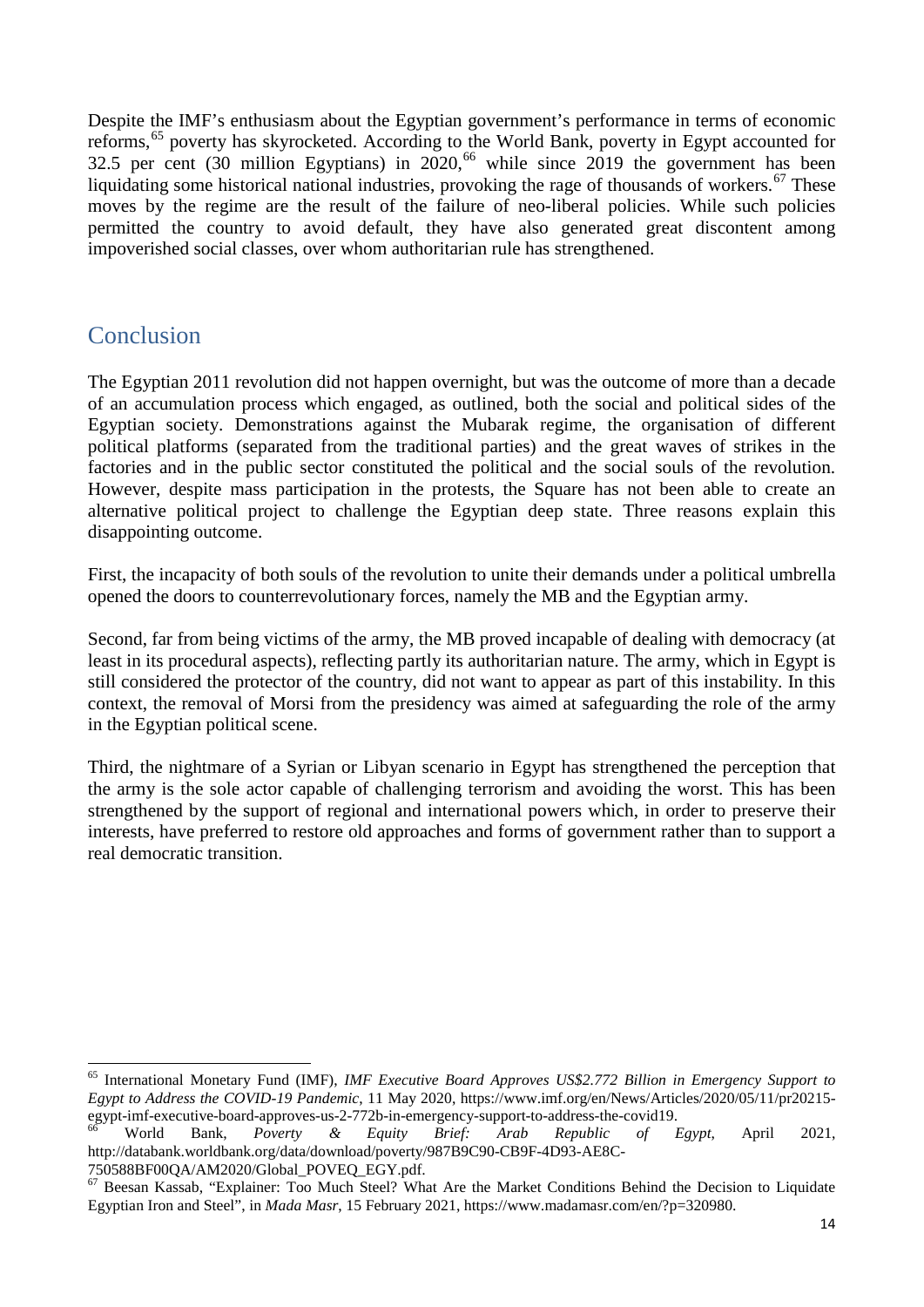Despite the IMF's enthusiasm about the Egyptian government's performance in terms of economic reforms,[65] poverty has skyrocketed. According to the World Bank, poverty in Egypt accounted for 32.5 per cent (30 million Egyptians) in 2020,[66] while since 2019 the government has been liquidating some historical national industries, provoking the rage of thousands of workers.[67] These moves by the regime are the result of the failure of neo-liberal policies. While such policies permitted the country to avoid default, they have also generated great discontent among impoverished social classes, over whom authoritarian rule has strengthened.

## Conclusion

The Egyptian 2011 revolution did not happen overnight, but was the outcome of more than a decade of an accumulation process which engaged, as outlined, both the social and political sides of the Egyptian society. Demonstrations against the Mubarak regime, the organisation of different political platforms (separated from the traditional parties) and the great waves of strikes in the factories and in the public sector constituted the political and the social souls of the revolution. However, despite mass participation in the protests, the Square has not been able to create an alternative political project to challenge the Egyptian deep state. Three reasons explain this disappointing outcome.

First, the incapacity of both souls of the revolution to unite their demands under a political umbrella opened the doors to counterrevolutionary forces, namely the MB and the Egyptian army.

Second, far from being victims of the army, the MB proved incapable of dealing with democracy (at least in its procedural aspects), reflecting partly its authoritarian nature. The army, which in Egypt is still considered the protector of the country, did not want to appear as part of this instability. In this context, the removal of Morsi from the presidency was aimed at safeguarding the role of the army in the Egyptian political scene.

Third, the nightmare of a Syrian or Libyan scenario in Egypt has strengthened the perception that the army is the sole actor capable of challenging terrorism and avoiding the worst. This has been strengthened by the support of regional and international powers which, in order to preserve their interests, have preferred to restore old approaches and forms of government rather than to support a real democratic transition.

---

[65] International Monetary Fund (IMF), *IMF Executive Board Approves US$2.772 Billion in Emergency Support to Egypt to Address the COVID-19 Pandemic*, 11 May 2020, https://www.imf.org/en/News/Articles/2020/05/11/pr20215-egypt-imf-executive-board-approves-us-2-772b-in-emergency-support-to-address-the-covid19.

[66] World Bank, *Poverty & Equity Brief: Arab Republic of Egypt*, April 2021, http://databank.worldbank.org/data/download/poverty/987B9C90-CB9F-4D93-AE8C-750588BF00QA/AM2020/Global_POVEQ_EGY.pdf.

[67] Beesan Kassab, "Explainer: Too Much Steel? What Are the Market Conditions Behind the Decision to Liquidate Egyptian Iron and Steel", in *Mada Masr*, 15 February 2021, https://www.madamasr.com/en/?p=320980.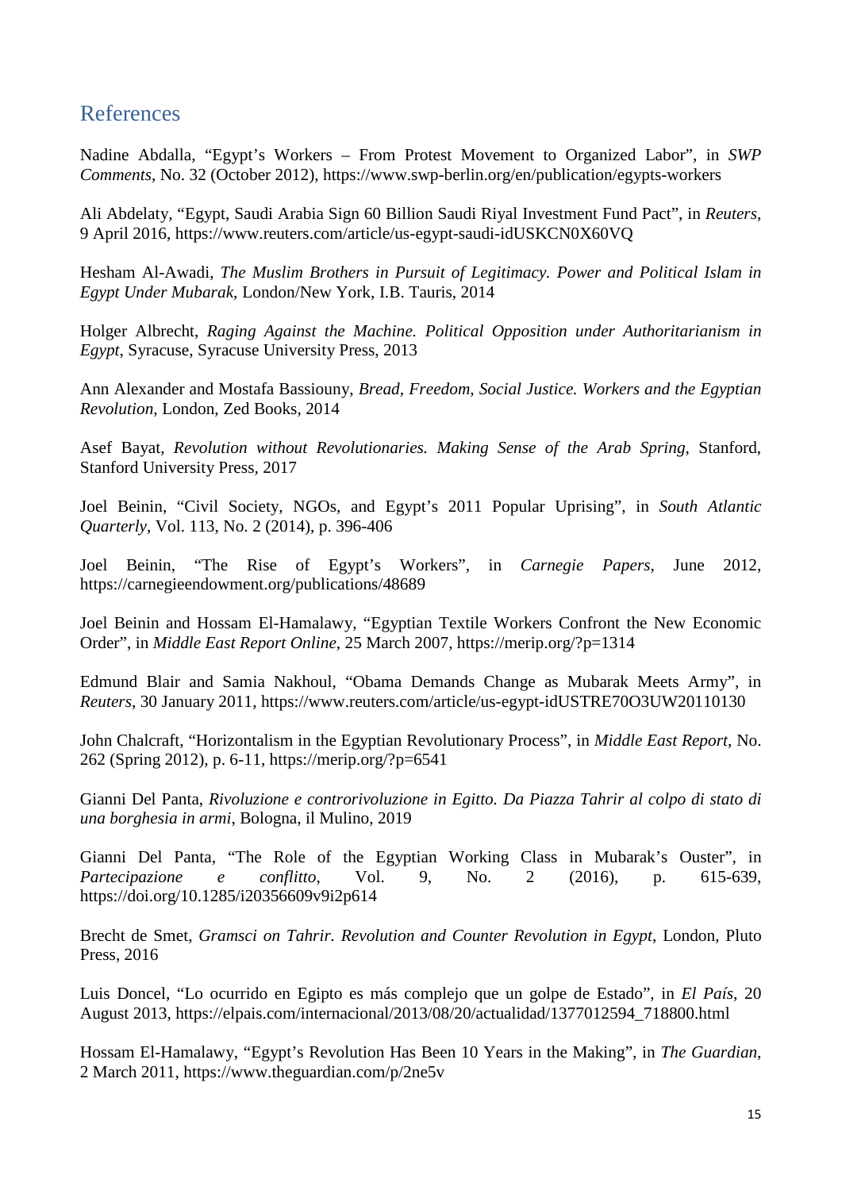## References

Nadine Abdalla, “Egypt’s Workers – From Protest Movement to Organized Labor”, in *SWP Comments*, No. 32 (October 2012), https://www.swp-berlin.org/en/publication/egypts-workers

Ali Abdelaty, “Egypt, Saudi Arabia Sign 60 Billion Saudi Riyal Investment Fund Pact”, in *Reuters*, 9 April 2016, https://www.reuters.com/article/us-egypt-saudi-idUSKCN0X60VQ

Hesham Al-Awadi, *The Muslim Brothers in Pursuit of Legitimacy. Power and Political Islam in Egypt Under Mubarak*, London/New York, I.B. Tauris, 2014

Holger Albrecht, *Raging Against the Machine. Political Opposition under Authoritarianism in Egypt*, Syracuse, Syracuse University Press, 2013

Ann Alexander and Mostafa Bassiouny, *Bread, Freedom, Social Justice. Workers and the Egyptian Revolution*, London, Zed Books, 2014

Asef Bayat, *Revolution without Revolutionaries. Making Sense of the Arab Spring*, Stanford, Stanford University Press, 2017

Joel Beinin, “Civil Society, NGOs, and Egypt’s 2011 Popular Uprising”, in *South Atlantic Quarterly*, Vol. 113, No. 2 (2014), p. 396-406

Joel Beinin, “The Rise of Egypt’s Workers”, in *Carnegie Papers*, June 2012, https://carnegieendowment.org/publications/48689

Joel Beinin and Hossam El-Hamalawy, “Egyptian Textile Workers Confront the New Economic Order”, in *Middle East Report Online*, 25 March 2007, https://merip.org/?p=1314

Edmund Blair and Samia Nakhoul, “Obama Demands Change as Mubarak Meets Army”, in *Reuters*, 30 January 2011, https://www.reuters.com/article/us-egypt-idUSTRE70O3UW20110130

John Chalcraft, “Horizontalism in the Egyptian Revolutionary Process”, in *Middle East Report*, No. 262 (Spring 2012), p. 6-11, https://merip.org/?p=6541

Gianni Del Panta, *Rivoluzione e controrivoluzione in Egitto. Da Piazza Tahrir al colpo di stato di una borghesia in armi*, Bologna, il Mulino, 2019

Gianni Del Panta, “The Role of the Egyptian Working Class in Mubarak’s Ouster”, in *Partecipazione e conflitto*, Vol. 9, No. 2 (2016), p. 615-639, https://doi.org/10.1285/i20356609v9i2p614

Brecht de Smet, *Gramsci on Tahrir. Revolution and Counter Revolution in Egypt*, London, Pluto Press, 2016

Luis Doncel, “Lo ocurrido en Egipto es más complejo que un golpe de Estado”, in *El País*, 20 August 2013, https://elpais.com/internacional/2013/08/20/actualidad/1377012594_718800.html

Hossam El-Hamalawy, “Egypt’s Revolution Has Been 10 Years in the Making”, in *The Guardian*, 2 March 2011, https://www.theguardian.com/p/2ne5v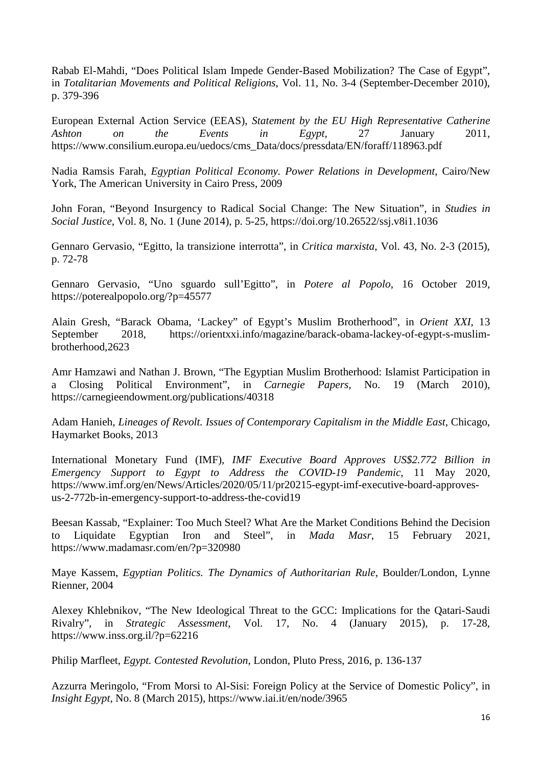Rabab El-Mahdi, “Does Political Islam Impede Gender-Based Mobilization? The Case of Egypt”, in *Totalitarian Movements and Political Religions*, Vol. 11, No. 3-4 (September-December 2010), p. 379-396

European External Action Service (EEAS), *Statement by the EU High Representative Catherine Ashton on the Events in Egypt*, 27 January 2011, https://www.consilium.europa.eu/uedocs/cms_Data/docs/pressdata/EN/foraff/118963.pdf

Nadia Ramsis Farah, *Egyptian Political Economy. Power Relations in Development*, Cairo/New York, The American University in Cairo Press, 2009

John Foran, “Beyond Insurgency to Radical Social Change: The New Situation”, in *Studies in Social Justice*, Vol. 8, No. 1 (June 2014), p. 5-25, https://doi.org/10.26522/ssj.v8i1.1036

Gennaro Gervasio, “Egitto, la transizione interrotta”, in *Critica marxista*, Vol. 43, No. 2-3 (2015), p. 72-78

Gennaro Gervasio, “Uno sguardo sull’Egitto”, in *Potere al Popolo*, 16 October 2019, https://poterealpopolo.org/?p=45577

Alain Gresh, “Barack Obama, ‘Lackey” of Egypt’s Muslim Brotherhood”, in *Orient XXI*, 13 September 2018, https://orientxxi.info/magazine/barack-obama-lackey-of-egypt-s-muslim-brotherhood,2623

Amr Hamzawi and Nathan J. Brown, “The Egyptian Muslim Brotherhood: Islamist Participation in a Closing Political Environment”, in *Carnegie Papers*, No. 19 (March 2010), https://carnegieendowment.org/publications/40318

Adam Hanieh, *Lineages of Revolt. Issues of Contemporary Capitalism in the Middle East*, Chicago, Haymarket Books, 2013

International Monetary Fund (IMF), *IMF Executive Board Approves US$2.772 Billion in Emergency Support to Egypt to Address the COVID-19 Pandemic*, 11 May 2020, https://www.imf.org/en/News/Articles/2020/05/11/pr20215-egypt-imf-executive-board-approves-us-2-772b-in-emergency-support-to-address-the-covid19

Beesan Kassab, “Explainer: Too Much Steel? What Are the Market Conditions Behind the Decision to Liquidate Egyptian Iron and Steel”, in *Mada Masr*, 15 February 2021, https://www.madamasr.com/en/?p=320980

Maye Kassem, *Egyptian Politics. The Dynamics of Authoritarian Rule*, Boulder/London, Lynne Rienner, 2004

Alexey Khlebnikov, “The New Ideological Threat to the GCC: Implications for the Qatari-Saudi Rivalry”, in *Strategic Assessment*, Vol. 17, No. 4 (January 2015), p. 17-28, https://www.inss.org.il/?p=62216

Philip Marfleet, *Egypt. Contested Revolution*, London, Pluto Press, 2016, p. 136-137

Azzurra Meringolo, “From Morsi to Al-Sisi: Foreign Policy at the Service of Domestic Policy”, in *Insight Egypt*, No. 8 (March 2015), https://www.iai.it/en/node/3965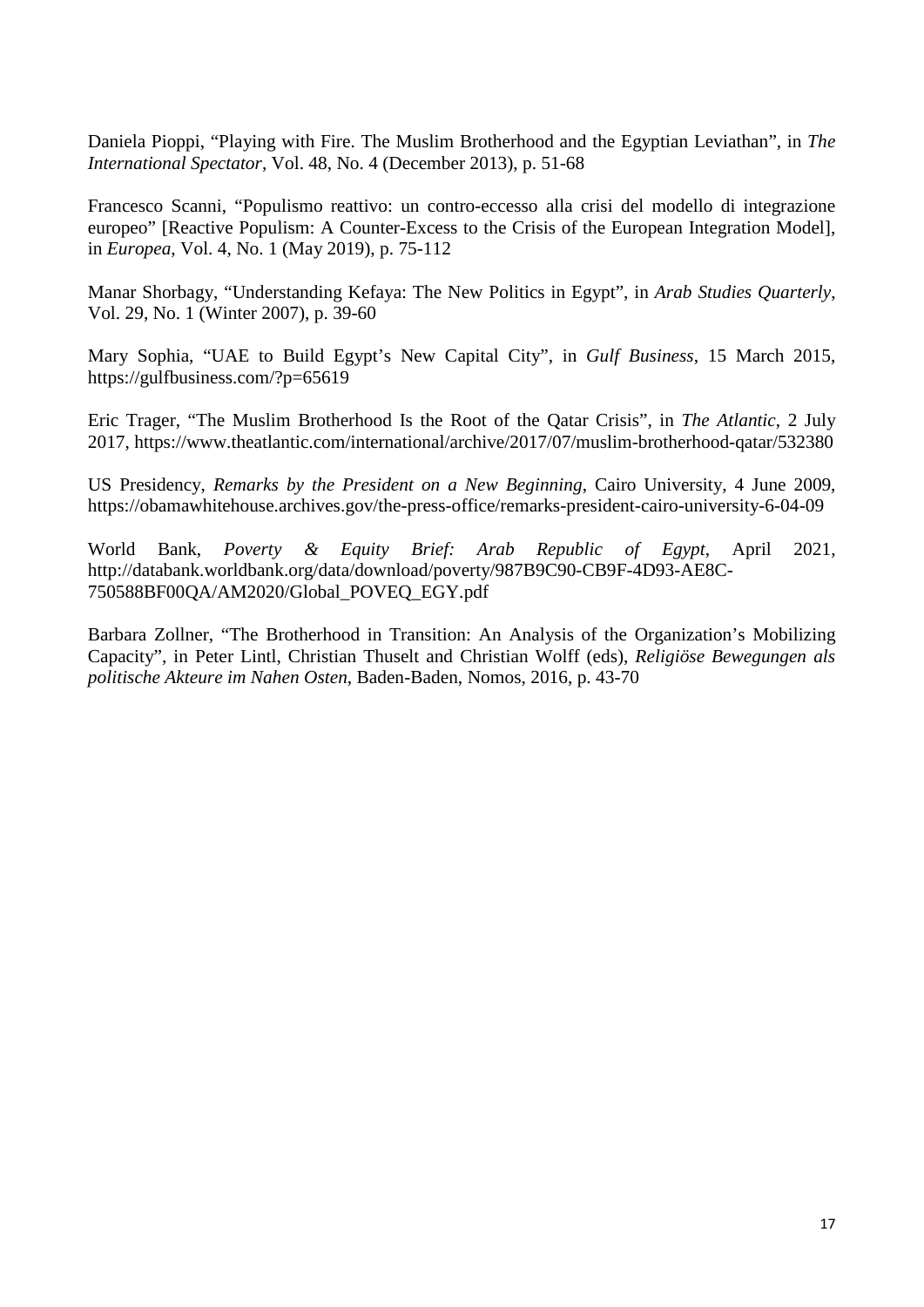Daniela Pioppi, "Playing with Fire. The Muslim Brotherhood and the Egyptian Leviathan", in *The International Spectator*, Vol. 48, No. 4 (December 2013), p. 51-68

Francesco Scanni, "Populismo reattivo: un contro-eccesso alla crisi del modello di integrazione europeo" [Reactive Populism: A Counter-Excess to the Crisis of the European Integration Model], in *Europea*, Vol. 4, No. 1 (May 2019), p. 75-112

Manar Shorbagy, "Understanding Kefaya: The New Politics in Egypt", in *Arab Studies Quarterly*, Vol. 29, No. 1 (Winter 2007), p. 39-60

Mary Sophia, "UAE to Build Egypt's New Capital City", in *Gulf Business*, 15 March 2015, https://gulfbusiness.com/?p=65619

Eric Trager, "The Muslim Brotherhood Is the Root of the Qatar Crisis", in *The Atlantic*, 2 July 2017, https://www.theatlantic.com/international/archive/2017/07/muslim-brotherhood-qatar/532380

US Presidency, *Remarks by the President on a New Beginning*, Cairo University, 4 June 2009, https://obamawhitehouse.archives.gov/the-press-office/remarks-president-cairo-university-6-04-09

World Bank, *Poverty & Equity Brief: Arab Republic of Egypt*, April 2021, http://databank.worldbank.org/data/download/poverty/987B9C90-CB9F-4D93-AE8C-750588BF00QA/AM2020/Global_POVEQ_EGY.pdf

Barbara Zollner, "The Brotherhood in Transition: An Analysis of the Organization's Mobilizing Capacity", in Peter Lintl, Christian Thuselt and Christian Wolff (eds), *Religiöse Bewegungen als politische Akteure im Nahen Osten*, Baden-Baden, Nomos, 2016, p. 43-70